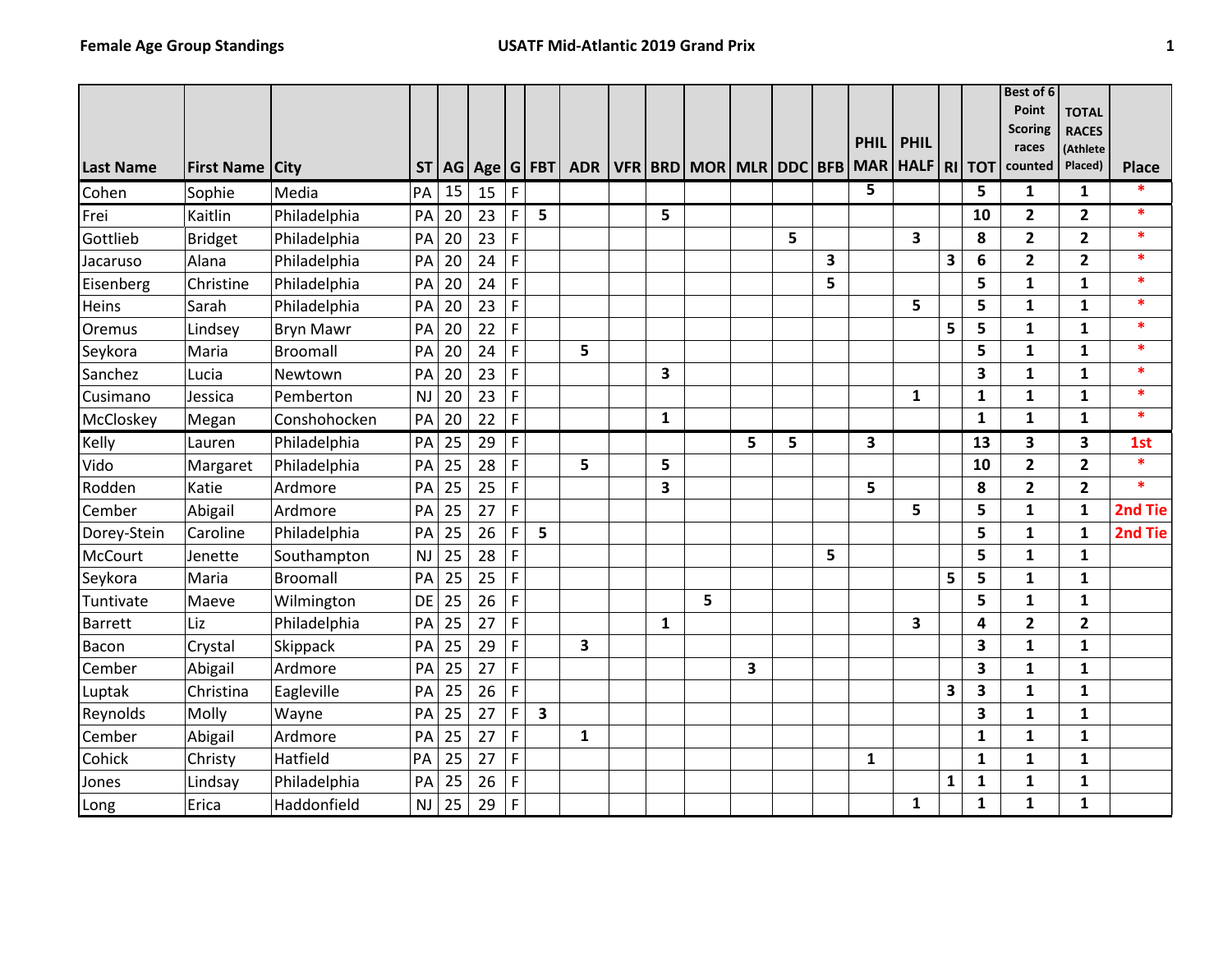**Female Age Group Standings** **USATF Mid-Atlantic 2019 Grand Prix**

| Last Name | First Name | City | ST | AG | Age | G | FBT | ADR | VFR | BRD | MOR | MLR | DDC | BFB | PHIL MAR | PHIL HALF | RI | TOT | Best of 6 Point Scoring races counted | TOTAL RACES (Athlete Placed) | Place |
|---|---|---|---|---|---|---|---|---|---|---|---|---|---|---|---|---|---|---|---|---|---|
| Cohen | Sophie | Media | PA | 15 | 15 | F | | | | | | | | | 5 | | | 5 | 1 | 1 | * |
| Frei | Kaitlin | Philadelphia | PA | 20 | 23 | F | 5 | | | 5 | | | | | | | | 10 | 2 | 2 | * |
| Gottlieb | Bridget | Philadelphia | PA | 20 | 23 | F | | | | | | | 5 | | | 3 | | 8 | 2 | 2 | * |
| Jacaruso | Alana | Philadelphia | PA | 20 | 24 | F | | | | | | | | 3 | | | 3 | 6 | 2 | 2 | * |
| Eisenberg | Christine | Philadelphia | PA | 20 | 24 | F | | | | | | | | 5 | | | | 5 | 1 | 1 | * |
| Heins | Sarah | Philadelphia | PA | 20 | 23 | F | | | | | | | | | | 5 | | 5 | 1 | 1 | * |
| Oremus | Lindsey | Bryn Mawr | PA | 20 | 22 | F | | | | | | | | | | | 5 | 5 | 1 | 1 | * |
| Seykora | Maria | Broomall | PA | 20 | 24 | F | | 5 | | | | | | | | | | 5 | 1 | 1 | * |
| Sanchez | Lucia | Newtown | PA | 20 | 23 | F | | | | 3 | | | | | | | | 3 | 1 | 1 | * |
| Cusimano | Jessica | Pemberton | NJ | 20 | 23 | F | | | | | | | | | | 1 | | 1 | 1 | 1 | * |
| McCloskey | Megan | Conshohocken | PA | 20 | 22 | F | | | | 1 | | | | | | | | 1 | 1 | 1 | * |
| Kelly | Lauren | Philadelphia | PA | 25 | 29 | F | | | | | | 5 | 5 | | 3 | | | 13 | 3 | 3 | 1st |
| Vido | Margaret | Philadelphia | PA | 25 | 28 | F | | 5 | | 5 | | | | | | | | 10 | 2 | 2 | * |
| Rodden | Katie | Ardmore | PA | 25 | 25 | F | | | | 3 | | | | | 5 | | | 8 | 2 | 2 | * |
| Cember | Abigail | Ardmore | PA | 25 | 27 | F | | | | | | | | | | 5 | | 5 | 1 | 1 | 2nd Tie |
| Dorey-Stein | Caroline | Philadelphia | PA | 25 | 26 | F | 5 | | | | | | | | | | | 5 | 1 | 1 | 2nd Tie |
| McCourt | Jenette | Southampton | NJ | 25 | 28 | F | | | | | | | | 5 | | | | 5 | 1 | 1 | |
| Seykora | Maria | Broomall | PA | 25 | 25 | F | | | | | | | | | | | 5 | 5 | 1 | 1 | |
| Tuntivate | Maeve | Wilmington | DE | 25 | 26 | F | | | | | 5 | | | | | | | 5 | 1 | 1 | |
| Barrett | Liz | Philadelphia | PA | 25 | 27 | F | | | | 1 | | | | | | 3 | | 4 | 2 | 2 | |
| Bacon | Crystal | Skippack | PA | 25 | 29 | F | | 3 | | | | | | | | | | 3 | 1 | 1 | |
| Cember | Abigail | Ardmore | PA | 25 | 27 | F | | | | | | 3 | | | | | | 3 | 1 | 1 | |
| Luptak | Christina | Eagleville | PA | 25 | 26 | F | | | | | | | | | | | 3 | 3 | 1 | 1 | |
| Reynolds | Molly | Wayne | PA | 25 | 27 | F | 3 | | | | | | | | | | | 3 | 1 | 1 | |
| Cember | Abigail | Ardmore | PA | 25 | 27 | F | | 1 | | | | | | | | | | 1 | 1 | 1 | |
| Cohick | Christy | Hatfield | PA | 25 | 27 | F | | | | | | | | | 1 | | | 1 | 1 | 1 | |
| Jones | Lindsay | Philadelphia | PA | 25 | 26 | F | | | | | | | | | | | 1 | 1 | 1 | 1 | |
| Long | Erica | Haddonfield | NJ | 25 | 29 | F | | | | | | | | | | 1 | | 1 | 1 | 1 | |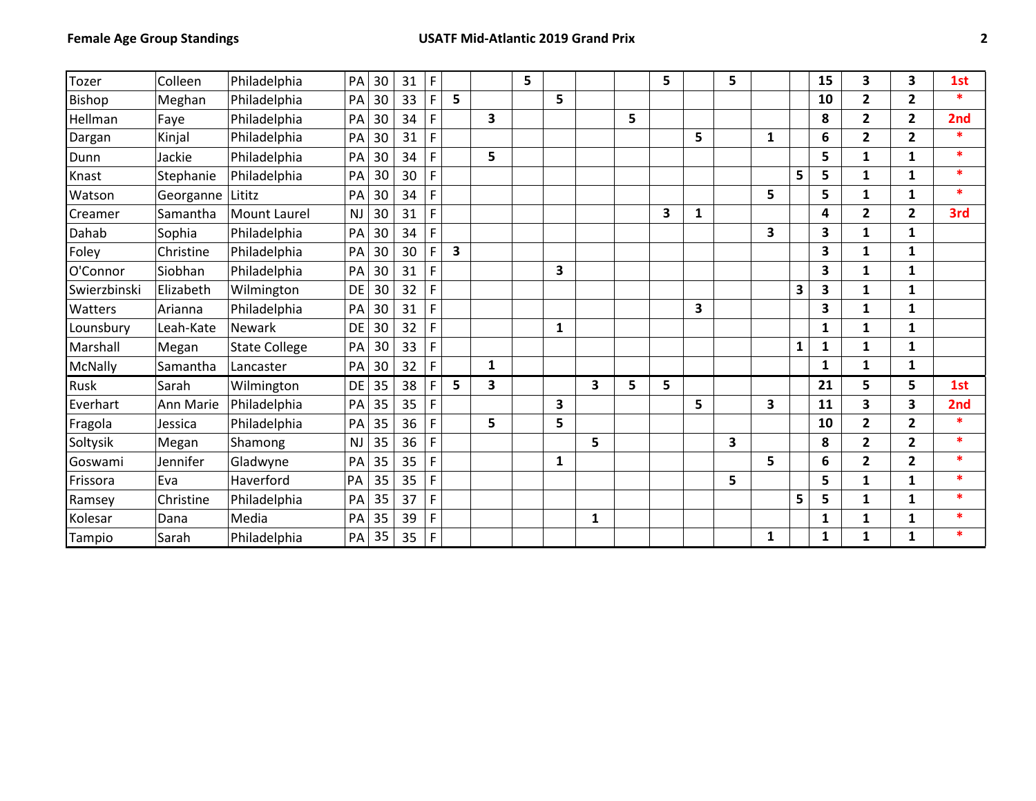| | | | | | | | | | | | | | | | | | | | | | |
|---|---|---|---|---|---|---|---|---|---|---|---|---|---|---|---|---|---|---|---|---|---|
| Tozer | Colleen | Philadelphia | PA | 30 | 31 | F | | | 5 | | | | 5 | | 5 | | | 15 | 3 | 3 | 1st |
| Bishop | Meghan | Philadelphia | PA | 30 | 33 | F | 5 | | | 5 | | | | | | | | 10 | 2 | 2 | * |
| Hellman | Faye | Philadelphia | PA | 30 | 34 | F | | 3 | | | | 5 | | | | | | 8 | 2 | 2 | 2nd |
| Dargan | Kinjal | Philadelphia | PA | 30 | 31 | F | | | | | | | | 5 | | 1 | | 6 | 2 | 2 | * |
| Dunn | Jackie | Philadelphia | PA | 30 | 34 | F | | 5 | | | | | | | | | | 5 | 1 | 1 | * |
| Knast | Stephanie | Philadelphia | PA | 30 | 30 | F | | | | | | | | | | | 5 | 5 | 1 | 1 | * |
| Watson | Georganne | Lititz | PA | 30 | 34 | F | | | | | | | | | | 5 | | 5 | 1 | 1 | * |
| Creamer | Samantha | Mount Laurel | NJ | 30 | 31 | F | | | | | | | 3 | 1 | | | | 4 | 2 | 2 | 3rd |
| Dahab | Sophia | Philadelphia | PA | 30 | 34 | F | | | | | | | | | | 3 | | 3 | 1 | 1 | |
| Foley | Christine | Philadelphia | PA | 30 | 30 | F | 3 | | | | | | | | | | | 3 | 1 | 1 | |
| O'Connor | Siobhan | Philadelphia | PA | 30 | 31 | F | | | | 3 | | | | | | | | 3 | 1 | 1 | |
| Swierzbinski | Elizabeth | Wilmington | DE | 30 | 32 | F | | | | | | | | | | | 3 | 3 | 1 | 1 | |
| Watters | Arianna | Philadelphia | PA | 30 | 31 | F | | | | | | | | 3 | | | | 3 | 1 | 1 | |
| Lounsbury | Leah-Kate | Newark | DE | 30 | 32 | F | | | | 1 | | | | | | | | 1 | 1 | 1 | |
| Marshall | Megan | State College | PA | 30 | 33 | F | | | | | | | | | | | 1 | 1 | 1 | 1 | |
| McNally | Samantha | Lancaster | PA | 30 | 32 | F | | 1 | | | | | | | | | | 1 | 1 | 1 | |
| Rusk | Sarah | Wilmington | DE | 35 | 38 | F | 5 | 3 | | | 3 | 5 | 5 | | | | | 21 | 5 | 5 | 1st |
| Everhart | Ann Marie | Philadelphia | PA | 35 | 35 | F | | | | 3 | | | | 5 | | 3 | | 11 | 3 | 3 | 2nd |
| Fragola | Jessica | Philadelphia | PA | 35 | 36 | F | | 5 | | 5 | | | | | | | | 10 | 2 | 2 | * |
| Soltysik | Megan | Shamong | NJ | 35 | 36 | F | | | | | 5 | | | | 3 | | | 8 | 2 | 2 | * |
| Goswami | Jennifer | Gladwyne | PA | 35 | 35 | F | | | | 1 | | | | | | 5 | | 6 | 2 | 2 | * |
| Frissora | Eva | Haverford | PA | 35 | 35 | F | | | | | | | | | 5 | | | 5 | 1 | 1 | * |
| Ramsey | Christine | Philadelphia | PA | 35 | 37 | F | | | | | | | | | | | 5 | 5 | 1 | 1 | * |
| Kolesar | Dana | Media | PA | 35 | 39 | F | | | | | 1 | | | | | | | 1 | 1 | 1 | * |
| Tampio | Sarah | Philadelphia | PA | 35 | 35 | F | | | | | | | | | | 1 | | 1 | 1 | 1 | * |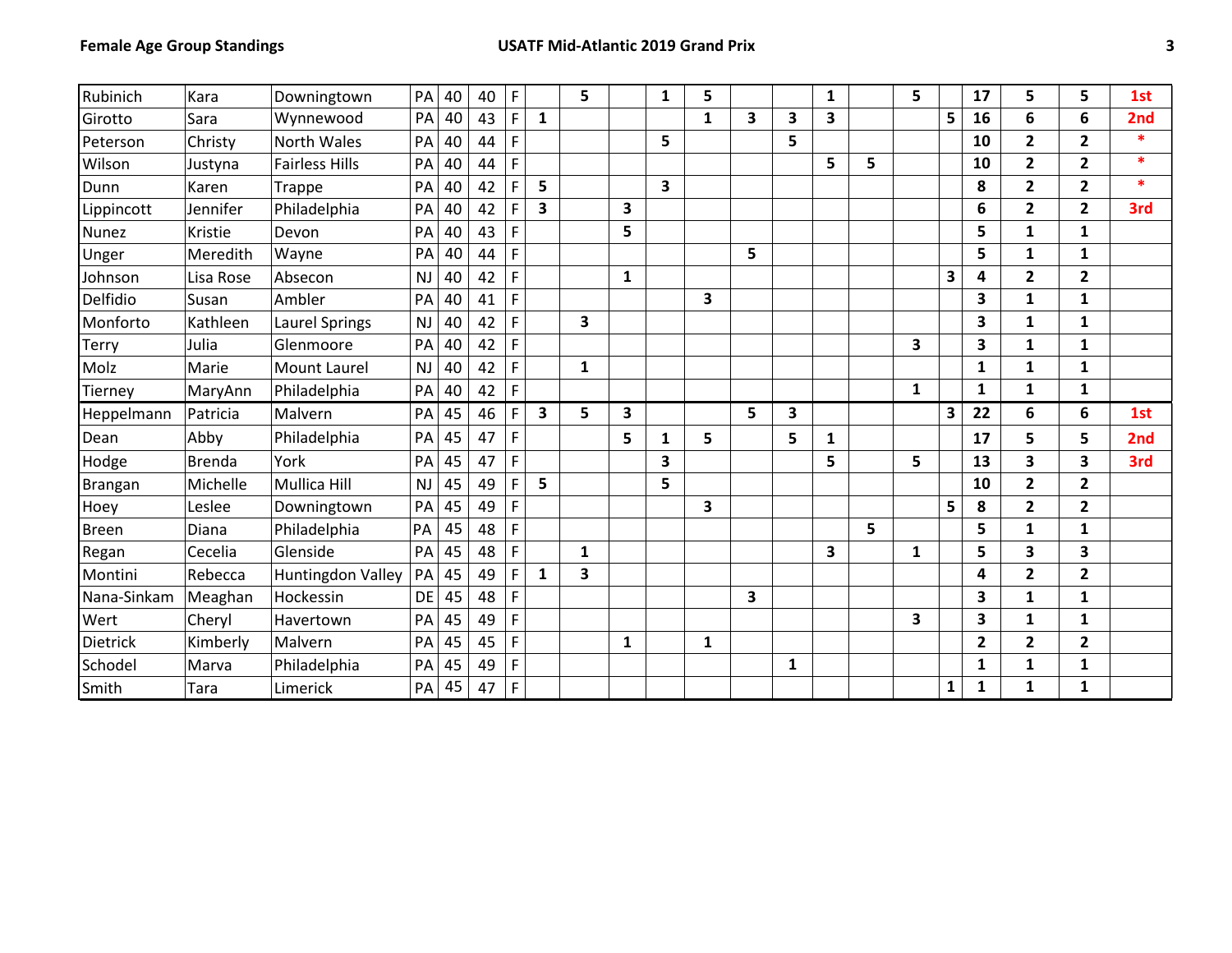|  |  |  |  |  |  |  |  |  |  |  |  |  |  |  |  |  |  |  |  |  |  |
|---|---|---|---|---|---|---|---|---|---|---|---|---|---|---|---|---|---|---|---|---|---|
| Rubinich | Kara | Downingtown | PA | 40 | 40 | F |  | 5 |  | 1 | 5 |  |  | 1 |  | 5 |  | 17 | 5 | 5 | 1st |
| Girotto | Sara | Wynnewood | PA | 40 | 43 | F | 1 |  |  |  | 1 | 3 | 3 | 3 |  |  | 5 | 16 | 6 | 6 | 2nd |
| Peterson | Christy | North Wales | PA | 40 | 44 | F |  |  |  | 5 |  |  | 5 |  |  |  |  | 10 | 2 | 2 | * |
| Wilson | Justyna | Fairless Hills | PA | 40 | 44 | F |  |  |  |  |  |  |  | 5 | 5 |  |  | 10 | 2 | 2 | * |
| Dunn | Karen | Trappe | PA | 40 | 42 | F | 5 |  |  | 3 |  |  |  |  |  |  |  | 8 | 2 | 2 | * |
| Lippincott | Jennifer | Philadelphia | PA | 40 | 42 | F | 3 |  | 3 |  |  |  |  |  |  |  |  | 6 | 2 | 2 | 3rd |
| Nunez | Kristie | Devon | PA | 40 | 43 | F |  |  | 5 |  |  |  |  |  |  |  |  | 5 | 1 | 1 |  |
| Unger | Meredith | Wayne | PA | 40 | 44 | F |  |  |  |  |  | 5 |  |  |  |  |  | 5 | 1 | 1 |  |
| Johnson | Lisa Rose | Absecon | NJ | 40 | 42 | F |  |  | 1 |  |  |  |  |  |  |  | 3 | 4 | 2 | 2 |  |
| Delfidio | Susan | Ambler | PA | 40 | 41 | F |  |  |  |  | 3 |  |  |  |  |  |  | 3 | 1 | 1 |  |
| Monforto | Kathleen | Laurel Springs | NJ | 40 | 42 | F |  | 3 |  |  |  |  |  |  |  |  |  | 3 | 1 | 1 |  |
| Terry | Julia | Glenmoore | PA | 40 | 42 | F |  |  |  |  |  |  |  |  |  | 3 |  | 3 | 1 | 1 |  |
| Molz | Marie | Mount Laurel | NJ | 40 | 42 | F |  | 1 |  |  |  |  |  |  |  |  |  | 1 | 1 | 1 |  |
| Tierney | MaryAnn | Philadelphia | PA | 40 | 42 | F |  |  |  |  |  |  |  |  |  | 1 |  | 1 | 1 | 1 |  |
| Heppelmann | Patricia | Malvern | PA | 45 | 46 | F | 3 | 5 | 3 |  |  | 5 | 3 |  |  |  | 3 | 22 | 6 | 6 | 1st |
| Dean | Abby | Philadelphia | PA | 45 | 47 | F |  |  | 5 | 1 | 5 |  | 5 | 1 |  |  |  | 17 | 5 | 5 | 2nd |
| Hodge | Brenda | York | PA | 45 | 47 | F |  |  |  | 3 |  |  |  | 5 |  | 5 |  | 13 | 3 | 3 | 3rd |
| Brangan | Michelle | Mullica Hill | NJ | 45 | 49 | F | 5 |  |  | 5 |  |  |  |  |  |  |  | 10 | 2 | 2 |  |
| Hoey | Leslee | Downingtown | PA | 45 | 49 | F |  |  |  |  | 3 |  |  |  |  |  | 5 | 8 | 2 | 2 |  |
| Breen | Diana | Philadelphia | PA | 45 | 48 | F |  |  |  |  |  |  |  |  | 5 |  |  | 5 | 1 | 1 |  |
| Regan | Cecelia | Glenside | PA | 45 | 48 | F |  | 1 |  |  |  |  |  | 3 |  | 1 |  | 5 | 3 | 3 |  |
| Montini | Rebecca | Huntingdon Valley | PA | 45 | 49 | F | 1 | 3 |  |  |  |  |  |  |  |  |  | 4 | 2 | 2 |  |
| Nana-Sinkam | Meaghan | Hockessin | DE | 45 | 48 | F |  |  |  |  |  | 3 |  |  |  |  |  | 3 | 1 | 1 |  |
| Wert | Cheryl | Havertown | PA | 45 | 49 | F |  |  |  |  |  |  |  |  |  | 3 |  | 3 | 1 | 1 |  |
| Dietrick | Kimberly | Malvern | PA | 45 | 45 | F |  |  | 1 |  | 1 |  |  |  |  |  |  | 2 | 2 | 2 |  |
| Schodel | Marva | Philadelphia | PA | 45 | 49 | F |  |  |  |  |  |  | 1 |  |  |  |  | 1 | 1 | 1 |  |
| Smith | Tara | Limerick | PA | 45 | 47 | F |  |  |  |  |  |  |  |  |  |  | 1 | 1 | 1 | 1 |  |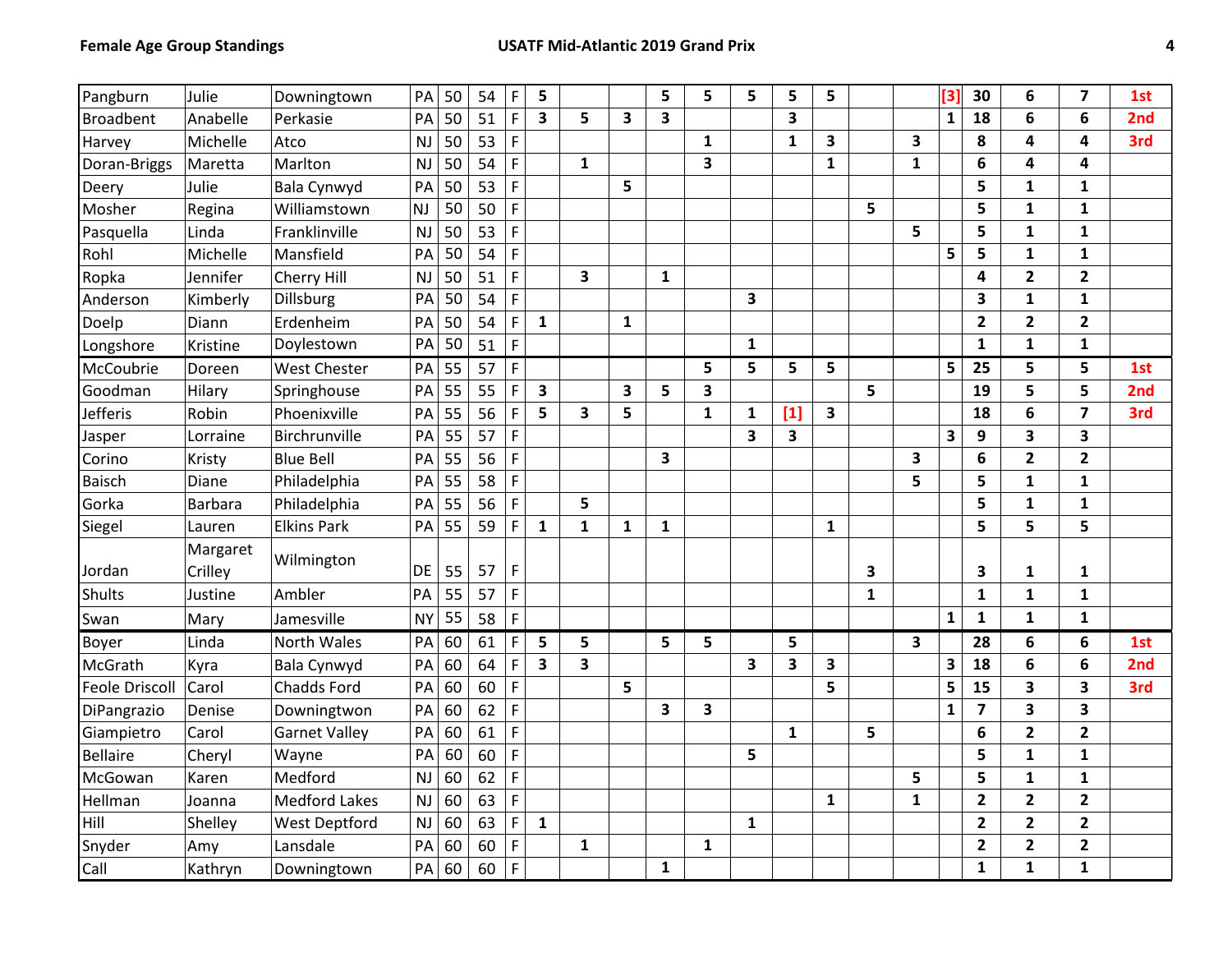| | | | | | | | | | | | | | | | | | | | | |
|---|---|---|---|---|---|---|---|---|---|---|---|---|---|---|---|---|---|---|---|---|
| Pangburn | Julie | Downingtown | PA | 50 | 54 | F | **5** | | | **5** | **5** | **5** | **5** | **5** | | | **[3]** | **30** | **6** | **7** | **1st** |
| Broadbent | Anabelle | Perkasie | PA | 50 | 51 | F | **3** | **5** | **3** | **3** | | | **3** | | | | **1** | **18** | **6** | **6** | **2nd** |
| Harvey | Michelle | Atco | NJ | 50 | 53 | F | | | | | **1** | | **1** | **3** | | **3** | | **8** | **4** | **4** | **3rd** |
| Doran-Briggs | Maretta | Marlton | NJ | 50 | 54 | F | | **1** | | | **3** | | | **1** | | **1** | | **6** | **4** | **4** | |
| Deery | Julie | Bala Cynwyd | PA | 50 | 53 | F | | | **5** | | | | | | | | | **5** | **1** | **1** | |
| Mosher | Regina | Williamstown | NJ | 50 | 50 | F | | | | | | | | | **5** | | | **5** | **1** | **1** | |
| Pasquella | Linda | Franklinville | NJ | 50 | 53 | F | | | | | | | | | | **5** | | **5** | **1** | **1** | |
| Rohl | Michelle | Mansfield | PA | 50 | 54 | F | | | | | | | | | | | **5** | **5** | **1** | **1** | |
| Ropka | Jennifer | Cherry Hill | NJ | 50 | 51 | F | | **3** | | **1** | | | | | | | | **4** | **2** | **2** | |
| Anderson | Kimberly | Dillsburg | PA | 50 | 54 | F | | | | | | **3** | | | | | | **3** | **1** | **1** | |
| Doelp | Diann | Erdenheim | PA | 50 | 54 | F | **1** | | **1** | | | | | | | | | **2** | **2** | **2** | |
| Longshore | Kristine | Doylestown | PA | 50 | 51 | F | | | | | | **1** | | | | | | **1** | **1** | **1** | |
| McCoubrie | Doreen | West Chester | PA | 55 | 57 | F | | | | | **5** | **5** | **5** | **5** | | | **5** | **25** | **5** | **5** | **1st** |
| Goodman | Hilary | Springhouse | PA | 55 | 55 | F | **3** | | **3** | **5** | **3** | | | | **5** | | | **19** | **5** | **5** | **2nd** |
| Jefferis | Robin | Phoenixville | PA | 55 | 56 | F | **5** | **3** | **5** | | **1** | **1** | **[1]** | **3** | | | | **18** | **6** | **7** | **3rd** |
| Jasper | Lorraine | Birchrunville | PA | 55 | 57 | F | | | | | | **3** | **3** | | | | **3** | **9** | **3** | **3** | |
| Corino | Kristy | Blue Bell | PA | 55 | 56 | F | | | | **3** | | | | | | **3** | | **6** | **2** | **2** | |
| Baisch | Diane | Philadelphia | PA | 55 | 58 | F | | | | | | | | | | **5** | | **5** | **1** | **1** | |
| Gorka | Barbara | Philadelphia | PA | 55 | 56 | F | | **5** | | | | | | | | | | **5** | **1** | **1** | |
| Siegel | Lauren | Elkins Park | PA | 55 | 59 | F | **1** | **1** | **1** | **1** | | | | **1** | | | | **5** | **5** | **5** | |
| Jordan | Margaret Crilley | Wilmington | DE | 55 | 57 | F | | | | | | | | | **3** | | | **3** | **1** | **1** | |
| Shults | Justine | Ambler | PA | 55 | 57 | F | | | | | | | | | **1** | | | **1** | **1** | **1** | |
| Swan | Mary | Jamesville | NY | 55 | 58 | F | | | | | | | | | | | **1** | **1** | **1** | **1** | |
| Boyer | Linda | North Wales | PA | 60 | 61 | F | **5** | **5** | | **5** | **5** | | **5** | | | **3** | | **28** | **6** | **6** | **1st** |
| McGrath | Kyra | Bala Cynwyd | PA | 60 | 64 | F | **3** | **3** | | | | **3** | **3** | **3** | | | **3** | **18** | **6** | **6** | **2nd** |
| Feole Driscoll | Carol | Chadds Ford | PA | 60 | 60 | F | | | **5** | | | | | **5** | | | **5** | **15** | **3** | **3** | **3rd** |
| DiPangrazio | Denise | Downingtwon | PA | 60 | 62 | F | | | | **3** | **3** | | | | | | **1** | **7** | **3** | **3** | |
| Giampietro | Carol | Garnet Valley | PA | 60 | 61 | F | | | | | | | **1** | | **5** | | | **6** | **2** | **2** | |
| Bellaire | Cheryl | Wayne | PA | 60 | 60 | F | | | | | | **5** | | | | | | **5** | **1** | **1** | |
| McGowan | Karen | Medford | NJ | 60 | 62 | F | | | | | | | | | | **5** | | **5** | **1** | **1** | |
| Hellman | Joanna | Medford Lakes | NJ | 60 | 63 | F | | | | | | | | **1** | | **1** | | **2** | **2** | **2** | |
| Hill | Shelley | West Deptford | NJ | 60 | 63 | F | **1** | | | | | **1** | | | | | | **2** | **2** | **2** | |
| Snyder | Amy | Lansdale | PA | 60 | 60 | F | | **1** | | | **1** | | | | | | | **2** | **2** | **2** | |
| Call | Kathryn | Downingtown | PA | 60 | 60 | F | | | | **1** | | | | | | | | **1** | **1** | **1** | |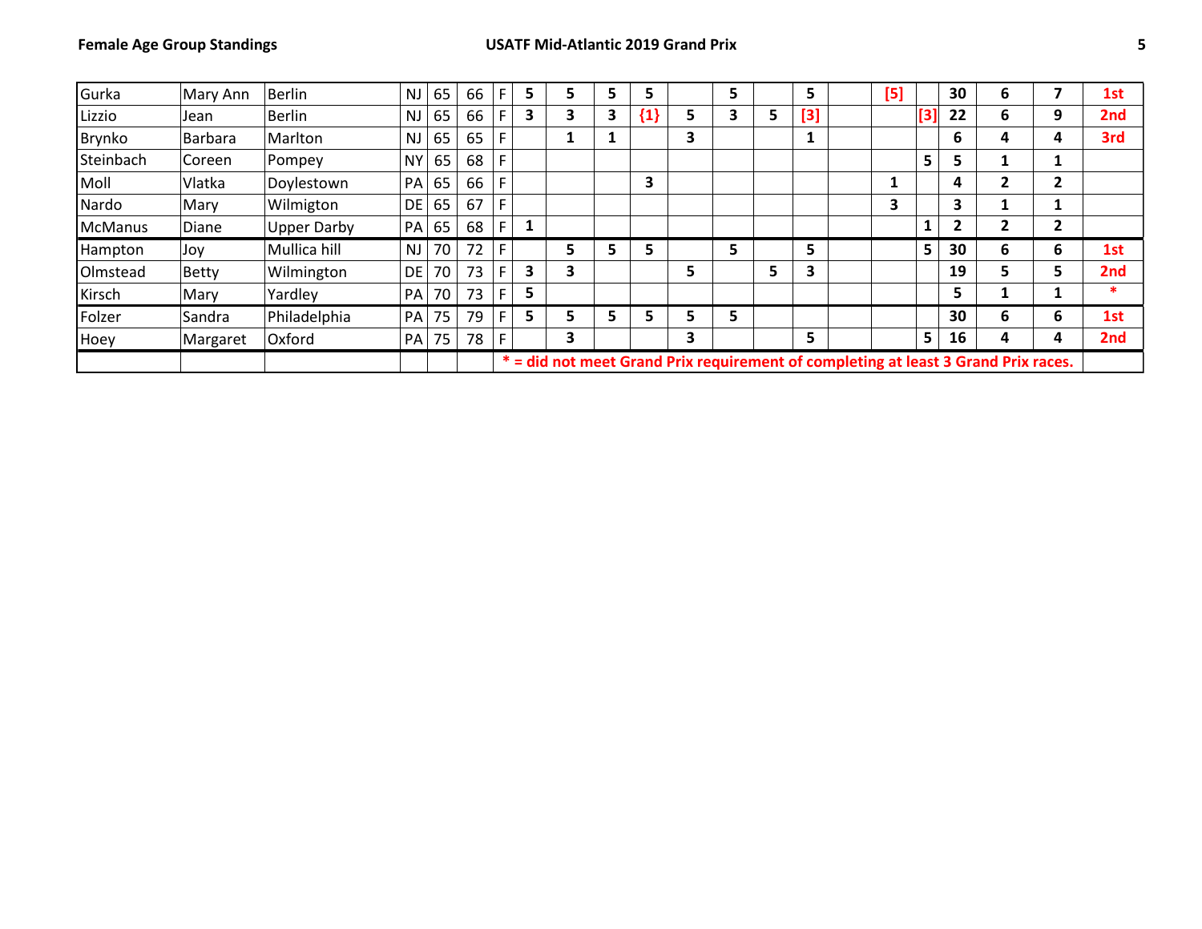| | | | | | | | | | | | | | | | | | | | | | |
|---|---|---|---|---|---|---|---|---|---|---|---|---|---|---|---|---|---|---|---|---|---|
| Gurka | Mary Ann | Berlin | NJ | 65 | 66 | F | 5 | 5 | 5 | 5 | | 5 | | 5 | | [5] | | 30 | 6 | 7 | 1st |
| Lizzio | Jean | Berlin | NJ | 65 | 66 | F | 3 | 3 | 3 | {1} | 5 | 3 | 5 | [3] | | | [3] | 22 | 6 | 9 | 2nd |
| Brynko | Barbara | Marlton | NJ | 65 | 65 | F | | 1 | 1 | | 3 | | | 1 | | | | 6 | 4 | 4 | 3rd |
| Steinbach | Coreen | Pompey | NY | 65 | 68 | F | | | | | | | | | | | 5 | 5 | 1 | 1 | |
| Moll | Vlatka | Doylestown | PA | 65 | 66 | F | | | | 3 | | | | | | 1 | | 4 | 2 | 2 | |
| Nardo | Mary | Wilmigton | DE | 65 | 67 | F | | | | | | | | | | 3 | | 3 | 1 | 1 | |
| McManus | Diane | Upper Darby | PA | 65 | 68 | F | 1 | | | | | | | | | | 1 | 2 | 2 | 2 | |
| Hampton | Joy | Mullica hill | NJ | 70 | 72 | F | | 5 | 5 | 5 | | 5 | | 5 | | | 5 | 30 | 6 | 6 | 1st |
| Olmstead | Betty | Wilmington | DE | 70 | 73 | F | 3 | 3 | | | 5 | | 5 | 3 | | | | 19 | 5 | 5 | 2nd |
| Kirsch | Mary | Yardley | PA | 70 | 73 | F | 5 | | | | | | | | | | | 5 | 1 | 1 | * |
| Folzer | Sandra | Philadelphia | PA | 75 | 79 | F | 5 | 5 | 5 | 5 | 5 | 5 | | | | | | 30 | 6 | 6 | 1st |
| Hoey | Margaret | Oxford | PA | 75 | 78 | F | | 3 | | | 3 | | | 5 | | | 5 | 16 | 4 | 4 | 2nd |
| | | | | | | | * = did not meet Grand Prix requirement of completing at least 3 Grand Prix races. | | | | | | | | | | | | | | |